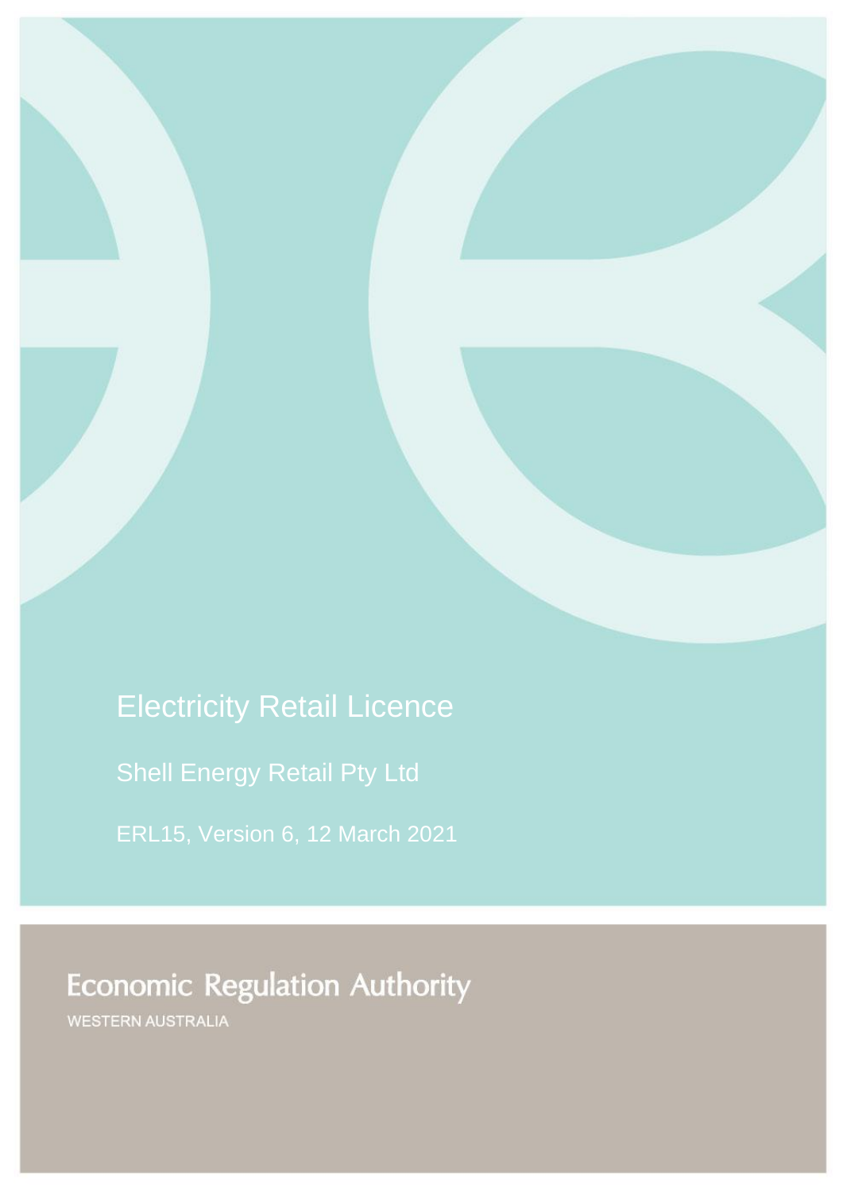# Electricity Retail Licence

## Shell Energy Retail Pty Ltd

ERL15, Version 6, 12 March 2021

**Economic Regulation Authority**

WESTERN AUSTRALIA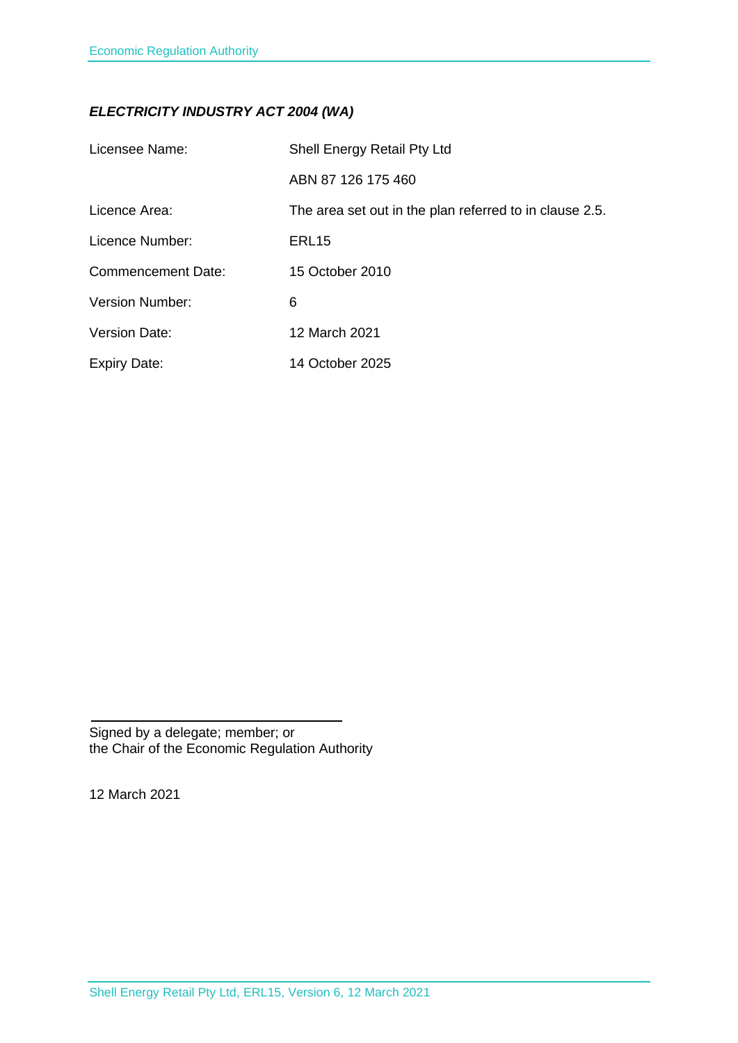***ELECTRICITY INDUSTRY ACT 2004 (WA)***

| | |
|---|---|
| Licensee Name: | Shell Energy Retail Pty Ltd |
| | ABN 87 126 175 460 |
| Licence Area: | The area set out in the plan referred to in clause 2.5. |
| Licence Number: | ERL15 |
| Commencement Date: | 15 October 2010 |
| Version Number: | 6 |
| Version Date: | 12 March 2021 |
| Expiry Date: | 14 October 2025 |

Signed by a delegate; member; or
the Chair of the Economic Regulation Authority

12 March 2021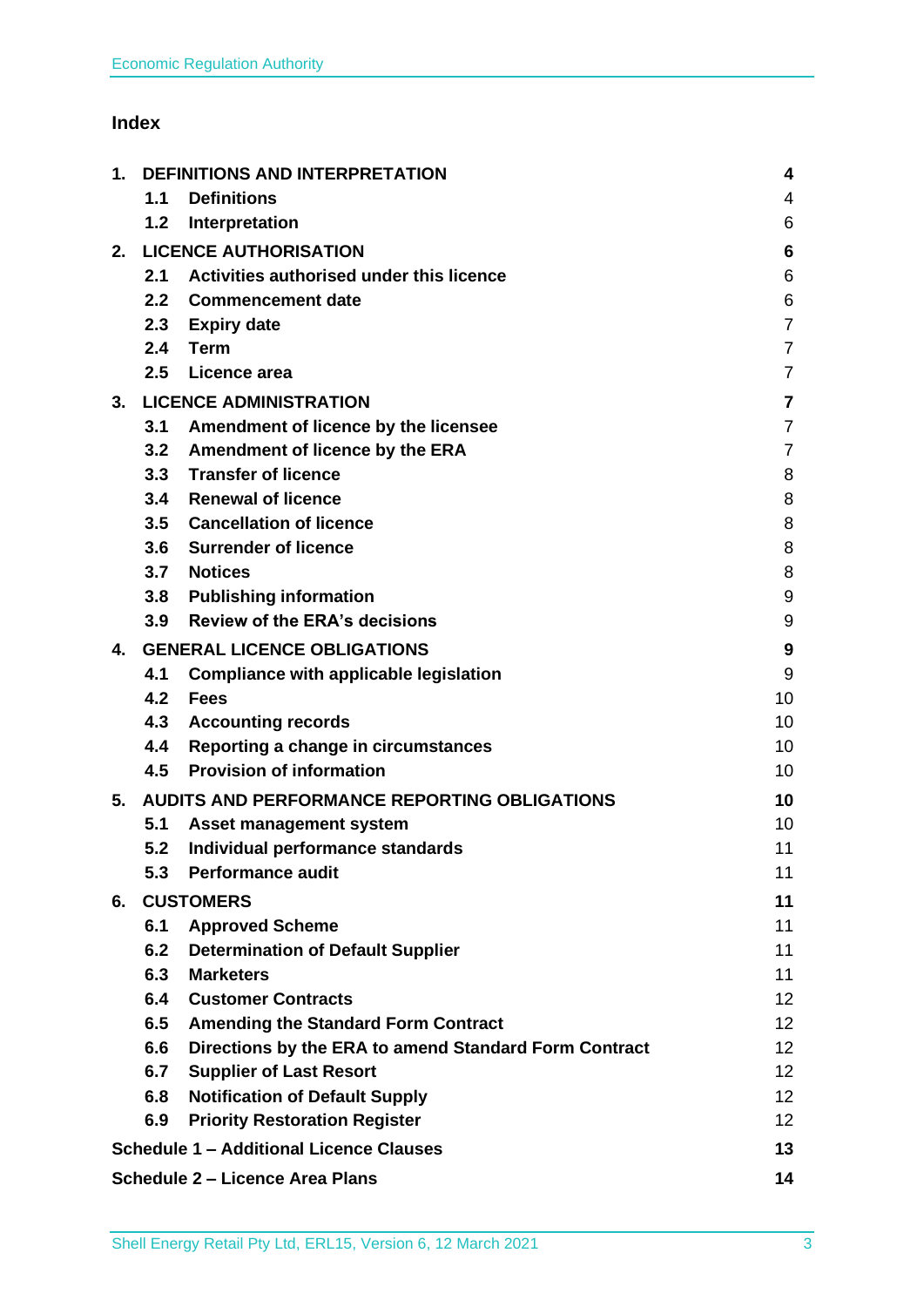## Index

| | | | |
|---|---|---|---|
| **1.** | **DEFINITIONS AND INTERPRETATION** | | **4** |
| | **1.1** | **Definitions** | 4 |
| | **1.2** | **Interpretation** | 6 |
| **2.** | **LICENCE AUTHORISATION** | | **6** |
| | **2.1** | **Activities authorised under this licence** | 6 |
| | **2.2** | **Commencement date** | 6 |
| | **2.3** | **Expiry date** | 7 |
| | **2.4** | **Term** | 7 |
| | **2.5** | **Licence area** | 7 |
| **3.** | **LICENCE ADMINISTRATION** | | **7** |
| | **3.1** | **Amendment of licence by the licensee** | 7 |
| | **3.2** | **Amendment of licence by the ERA** | 7 |
| | **3.3** | **Transfer of licence** | 8 |
| | **3.4** | **Renewal of licence** | 8 |
| | **3.5** | **Cancellation of licence** | 8 |
| | **3.6** | **Surrender of licence** | 8 |
| | **3.7** | **Notices** | 8 |
| | **3.8** | **Publishing information** | 9 |
| | **3.9** | **Review of the ERA's decisions** | 9 |
| **4.** | **GENERAL LICENCE OBLIGATIONS** | | **9** |
| | **4.1** | **Compliance with applicable legislation** | 9 |
| | **4.2** | **Fees** | 10 |
| | **4.3** | **Accounting records** | 10 |
| | **4.4** | **Reporting a change in circumstances** | 10 |
| | **4.5** | **Provision of information** | 10 |
| **5.** | **AUDITS AND PERFORMANCE REPORTING OBLIGATIONS** | | **10** |
| | **5.1** | **Asset management system** | 10 |
| | **5.2** | **Individual performance standards** | 11 |
| | **5.3** | **Performance audit** | 11 |
| **6.** | **CUSTOMERS** | | **11** |
| | **6.1** | **Approved Scheme** | 11 |
| | **6.2** | **Determination of Default Supplier** | 11 |
| | **6.3** | **Marketers** | 11 |
| | **6.4** | **Customer Contracts** | 12 |
| | **6.5** | **Amending the Standard Form Contract** | 12 |
| | **6.6** | **Directions by the ERA to amend Standard Form Contract** | 12 |
| | **6.7** | **Supplier of Last Resort** | 12 |
| | **6.8** | **Notification of Default Supply** | 12 |
| | **6.9** | **Priority Restoration Register** | 12 |
| **Schedule 1 – Additional Licence Clauses** | | | **13** |
| **Schedule 2 – Licence Area Plans** | | | **14** |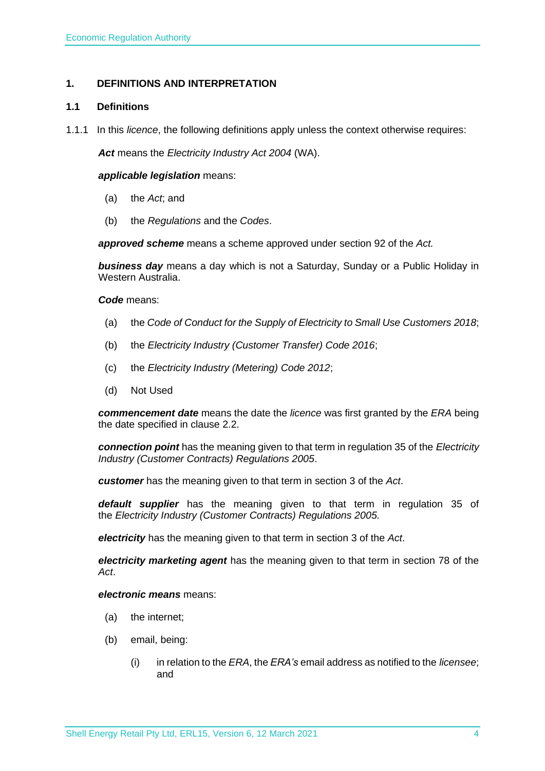## 1. DEFINITIONS AND INTERPRETATION

### 1.1 Definitions

1.1.1 In this *licence*, the following definitions apply unless the context otherwise requires:

***Act*** means the *Electricity Industry Act 2004* (WA).

***applicable legislation*** means:

(a) the *Act*; and

(b) the *Regulations* and the *Codes*.

***approved scheme*** means a scheme approved under section 92 of the *Act.*

***business day*** means a day which is not a Saturday, Sunday or a Public Holiday in Western Australia.

***Code*** means:

(a) the *Code of Conduct for the Supply of Electricity to Small Use Customers 2018*;

(b) the *Electricity Industry (Customer Transfer) Code 2016*;

(c) the *Electricity Industry (Metering) Code 2012*;

(d) Not Used

***commencement date*** means the date the *licence* was first granted by the *ERA* being the date specified in clause 2.2.

***connection point*** has the meaning given to that term in regulation 35 of the *Electricity Industry (Customer Contracts) Regulations 2005*.

***customer*** has the meaning given to that term in section 3 of the *Act*.

***default supplier*** has the meaning given to that term in regulation 35 of the *Electricity Industry (Customer Contracts) Regulations 2005.*

***electricity*** has the meaning given to that term in section 3 of the *Act*.

***electricity marketing agent*** has the meaning given to that term in section 78 of the *Act*.

***electronic means*** means:

(a) the internet;

(b) email, being:

(i) in relation to the *ERA*, the *ERA's* email address as notified to the *licensee*; and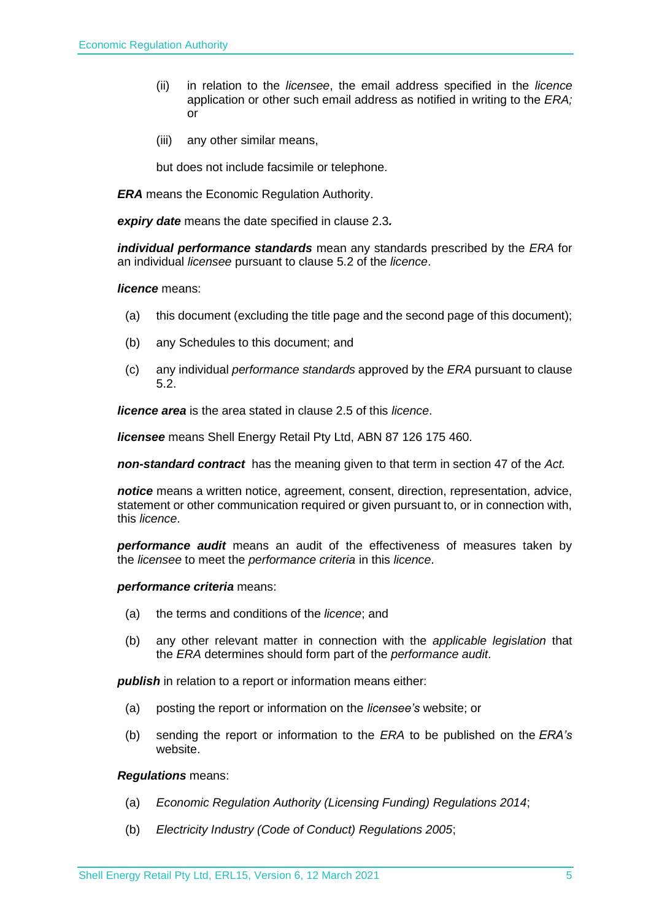(ii) in relation to the *licensee*, the email address specified in the *licence* application or other such email address as notified in writing to the *ERA;* or

(iii) any other similar means,

but does not include facsimile or telephone.

***ERA*** means the Economic Regulation Authority.

***expiry date*** means the date specified in clause 2.3***.***

***individual performance standards*** mean any standards prescribed by the *ERA* for an individual *licensee* pursuant to clause 5.2 of the *licence*.

***licence*** means:

(a) this document (excluding the title page and the second page of this document);

(b) any Schedules to this document; and

(c) any individual *performance standards* approved by the *ERA* pursuant to clause 5.2.

***licence area*** is the area stated in clause 2.5 of this *licence*.

***licensee*** means Shell Energy Retail Pty Ltd, ABN 87 126 175 460.

***non-standard contract*** has the meaning given to that term in section 47 of the *Act.*

***notice*** means a written notice, agreement, consent, direction, representation, advice, statement or other communication required or given pursuant to, or in connection with, this *licence*.

***performance audit*** means an audit of the effectiveness of measures taken by the *licensee* to meet the *performance criteria* in this *licence*.

***performance criteria*** means:

(a) the terms and conditions of the *licence*; and

(b) any other relevant matter in connection with the *applicable legislation* that the *ERA* determines should form part of the *performance audit*.

***publish*** in relation to a report or information means either:

(a) posting the report or information on the *licensee's* website; or

(b) sending the report or information to the *ERA* to be published on the *ERA's* website.

***Regulations*** means:

(a) *Economic Regulation Authority (Licensing Funding) Regulations 2014*;

(b) *Electricity Industry (Code of Conduct) Regulations 2005*;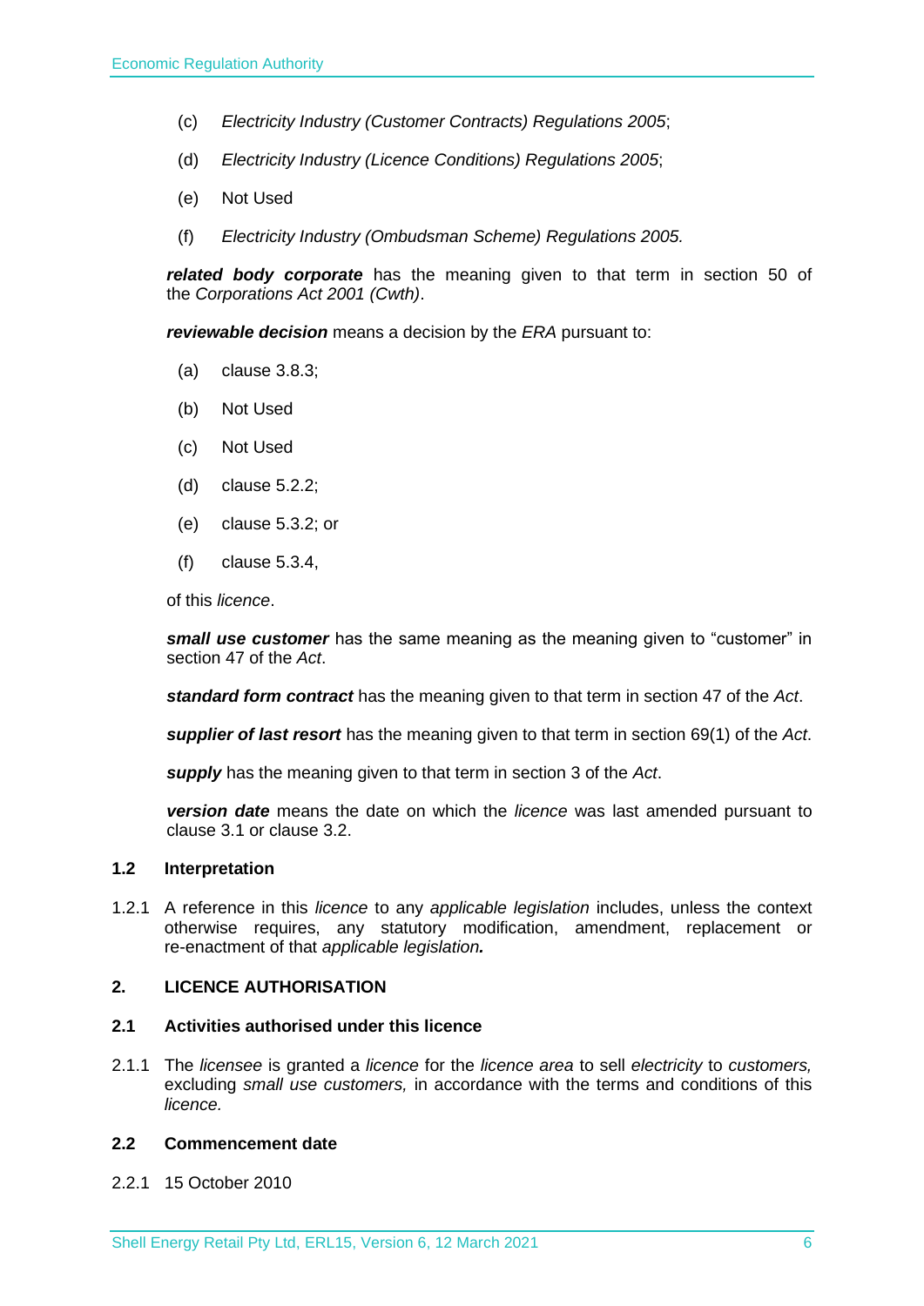(c) *Electricity Industry (Customer Contracts) Regulations 2005*;

(d) *Electricity Industry (Licence Conditions) Regulations 2005*;

(e) Not Used

(f) *Electricity Industry (Ombudsman Scheme) Regulations 2005.*

***related body corporate*** has the meaning given to that term in section 50 of the *Corporations Act 2001 (Cwth)*.

***reviewable decision*** means a decision by the *ERA* pursuant to:

(a) clause 3.8.3;

(b) Not Used

(c) Not Used

(d) clause 5.2.2;

(e) clause 5.3.2; or

(f) clause 5.3.4,

of this *licence*.

***small use customer*** has the same meaning as the meaning given to "customer" in section 47 of the *Act*.

***standard form contract*** has the meaning given to that term in section 47 of the *Act*.

***supplier of last resort*** has the meaning given to that term in section 69(1) of the *Act*.

***supply*** has the meaning given to that term in section 3 of the *Act*.

***version date*** means the date on which the *licence* was last amended pursuant to clause 3.1 or clause 3.2.

### 1.2 Interpretation

1.2.1 A reference in this *licence* to any *applicable legislation* includes, unless the context otherwise requires, any statutory modification, amendment, replacement or re-enactment of that *applicable legislation.*

## 2. LICENCE AUTHORISATION

### 2.1 Activities authorised under this licence

2.1.1 The *licensee* is granted a *licence* for the *licence area* to sell *electricity* to *customers,* excluding *small use customers,* in accordance with the terms and conditions of this *licence.*

### 2.2 Commencement date

2.2.1 15 October 2010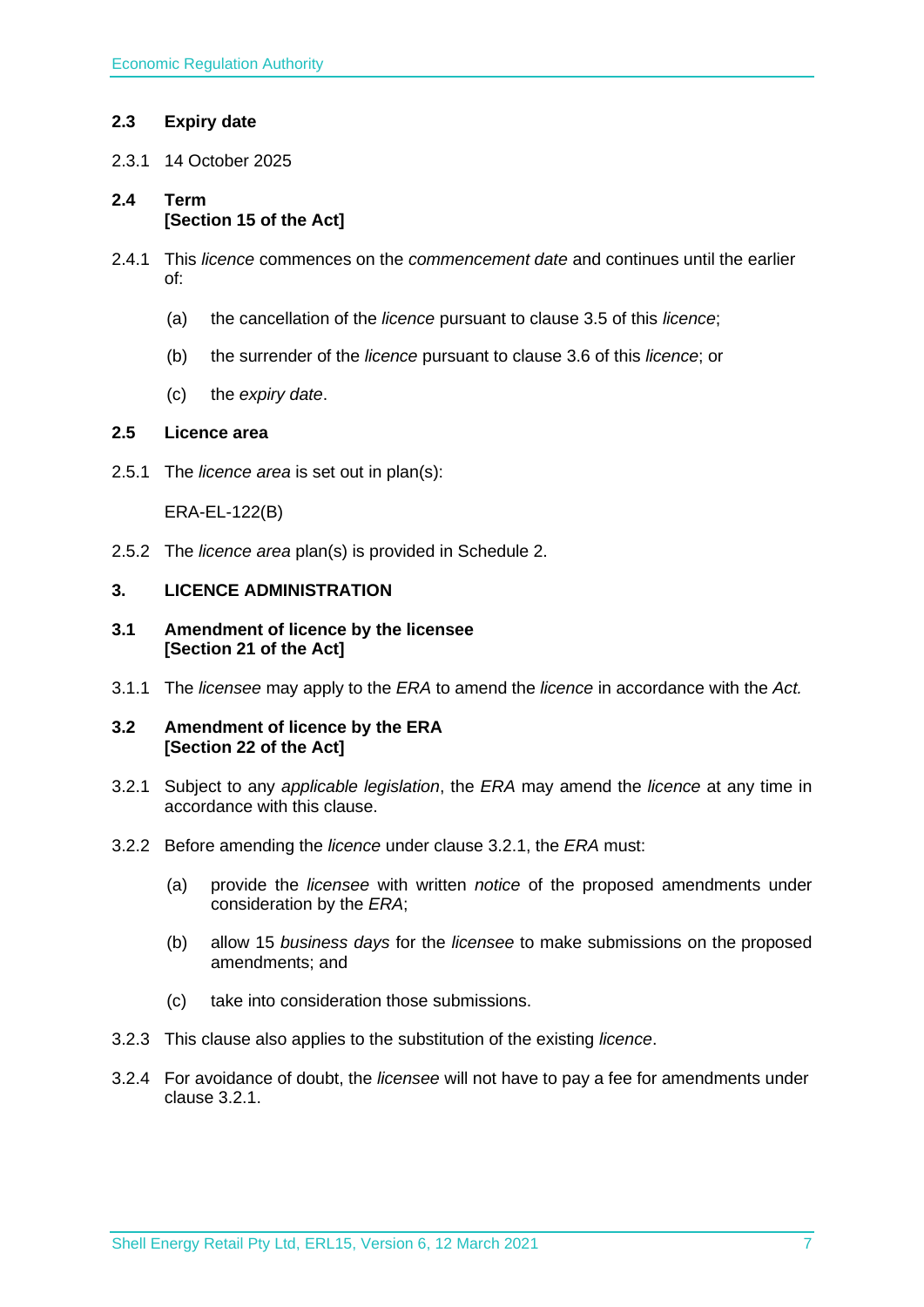### 2.3 Expiry date

2.3.1 14 October 2025

### 2.4 Term
**[Section 15 of the Act]**

2.4.1 This *licence* commences on the *commencement date* and continues until the earlier of:

- (a) the cancellation of the *licence* pursuant to clause 3.5 of this *licence*;
- (b) the surrender of the *licence* pursuant to clause 3.6 of this *licence*; or
- (c) the *expiry date*.

### 2.5 Licence area

2.5.1 The *licence area* is set out in plan(s):

ERA-EL-122(B)

2.5.2 The *licence area* plan(s) is provided in Schedule 2.

## 3. LICENCE ADMINISTRATION

### 3.1 Amendment of licence by the licensee
**[Section 21 of the Act]**

3.1.1 The *licensee* may apply to the *ERA* to amend the *licence* in accordance with the *Act.*

### 3.2 Amendment of licence by the ERA
**[Section 22 of the Act]**

3.2.1 Subject to any *applicable legislation*, the *ERA* may amend the *licence* at any time in accordance with this clause.

3.2.2 Before amending the *licence* under clause 3.2.1, the *ERA* must:

- (a) provide the *licensee* with written *notice* of the proposed amendments under consideration by the *ERA*;
- (b) allow 15 *business days* for the *licensee* to make submissions on the proposed amendments; and
- (c) take into consideration those submissions.

3.2.3 This clause also applies to the substitution of the existing *licence*.

3.2.4 For avoidance of doubt, the *licensee* will not have to pay a fee for amendments under clause 3.2.1.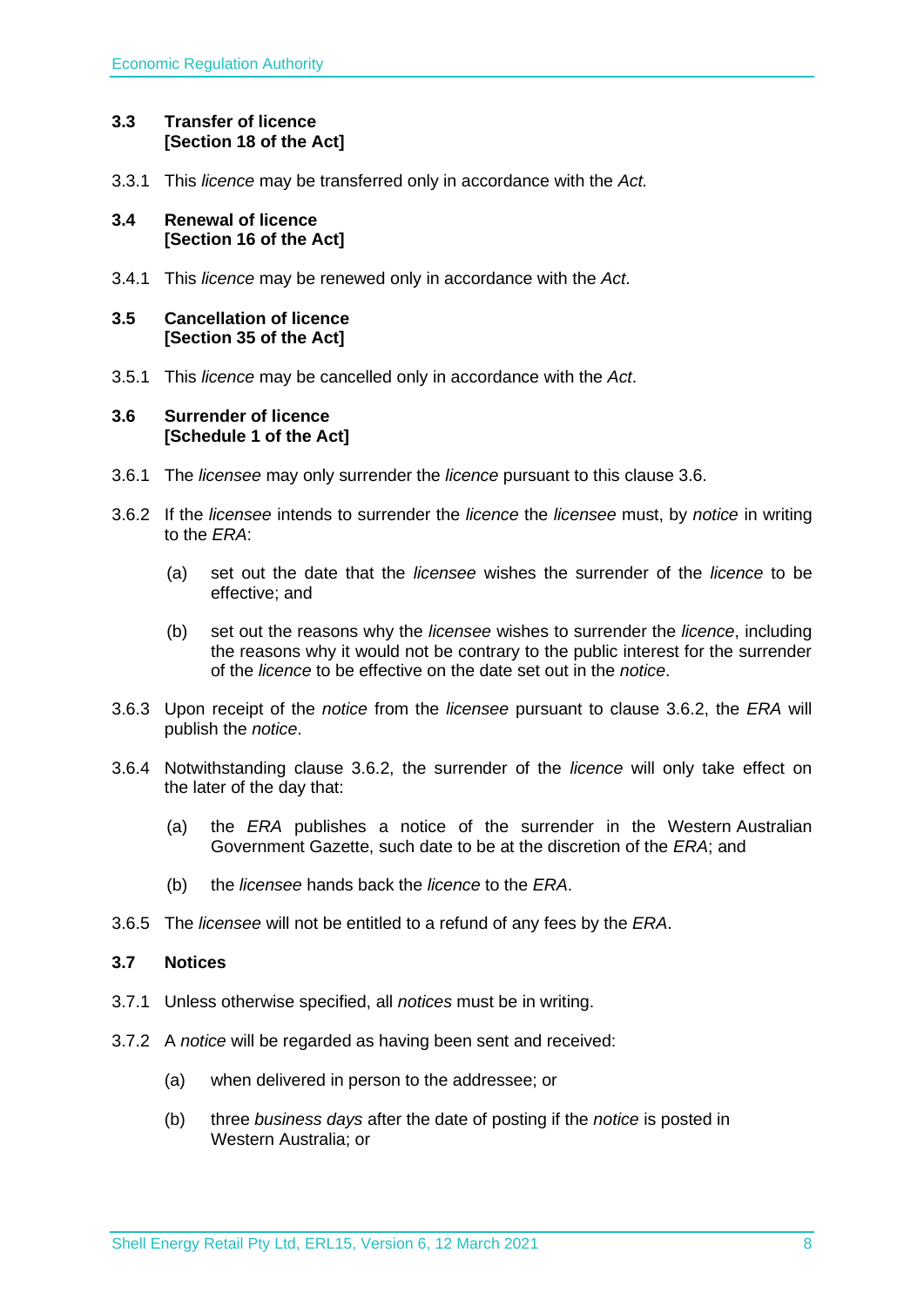### 3.3 Transfer of licence [Section 18 of the Act]

3.3.1 This *licence* may be transferred only in accordance with the *Act.*

### 3.4 Renewal of licence [Section 16 of the Act]

3.4.1 This *licence* may be renewed only in accordance with the *Act*.

### 3.5 Cancellation of licence [Section 35 of the Act]

3.5.1 This *licence* may be cancelled only in accordance with the *Act*.

### 3.6 Surrender of licence [Schedule 1 of the Act]

3.6.1 The *licensee* may only surrender the *licence* pursuant to this clause 3.6.

3.6.2 If the *licensee* intends to surrender the *licence* the *licensee* must, by *notice* in writing to the *ERA*:

(a) set out the date that the *licensee* wishes the surrender of the *licence* to be effective; and

(b) set out the reasons why the *licensee* wishes to surrender the *licence*, including the reasons why it would not be contrary to the public interest for the surrender of the *licence* to be effective on the date set out in the *notice*.

3.6.3 Upon receipt of the *notice* from the *licensee* pursuant to clause 3.6.2, the *ERA* will publish the *notice*.

3.6.4 Notwithstanding clause 3.6.2, the surrender of the *licence* will only take effect on the later of the day that:

(a) the *ERA* publishes a notice of the surrender in the Western Australian Government Gazette, such date to be at the discretion of the *ERA*; and

(b) the *licensee* hands back the *licence* to the *ERA*.

3.6.5 The *licensee* will not be entitled to a refund of any fees by the *ERA*.

### 3.7 Notices

3.7.1 Unless otherwise specified, all *notices* must be in writing.

3.7.2 A *notice* will be regarded as having been sent and received:

(a) when delivered in person to the addressee; or

(b) three *business days* after the date of posting if the *notice* is posted in Western Australia; or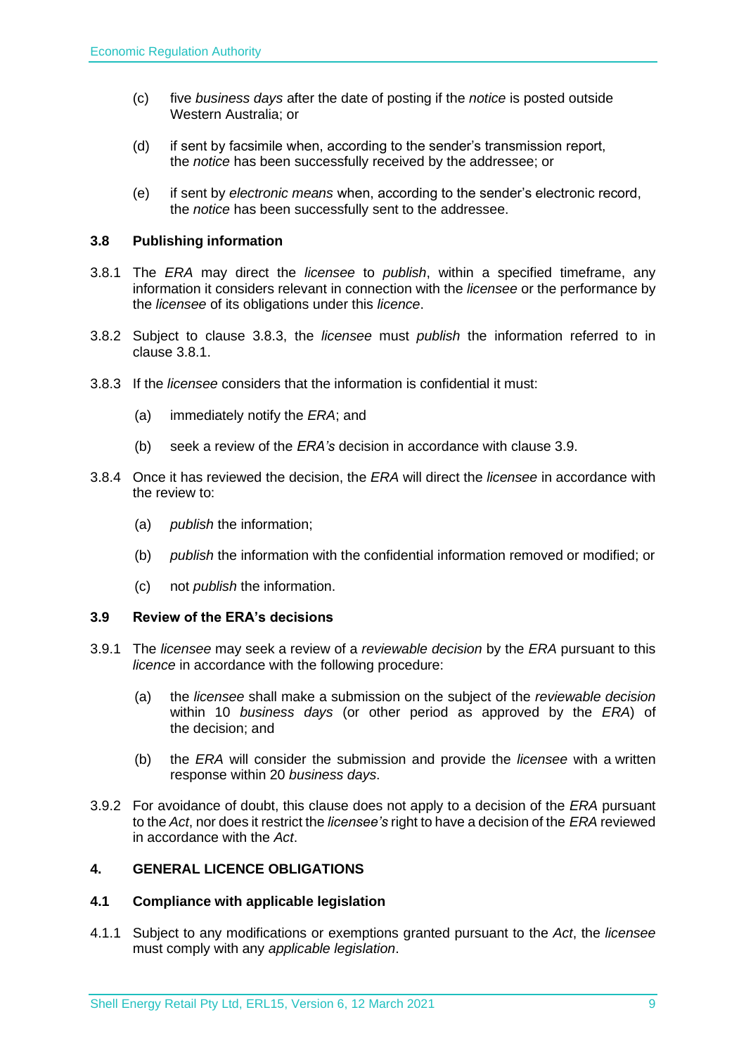(c) five *business days* after the date of posting if the *notice* is posted outside Western Australia; or

(d) if sent by facsimile when, according to the sender's transmission report, the *notice* has been successfully received by the addressee; or

(e) if sent by *electronic means* when, according to the sender's electronic record, the *notice* has been successfully sent to the addressee.

### 3.8 Publishing information

3.8.1 The *ERA* may direct the *licensee* to *publish*, within a specified timeframe, any information it considers relevant in connection with the *licensee* or the performance by the *licensee* of its obligations under this *licence*.

3.8.2 Subject to clause 3.8.3, the *licensee* must *publish* the information referred to in clause 3.8.1.

3.8.3 If the *licensee* considers that the information is confidential it must:

(a) immediately notify the *ERA*; and

(b) seek a review of the *ERA's* decision in accordance with clause 3.9.

3.8.4 Once it has reviewed the decision, the *ERA* will direct the *licensee* in accordance with the review to:

(a) *publish* the information;

(b) *publish* the information with the confidential information removed or modified; or

(c) not *publish* the information.

### 3.9 Review of the ERA's decisions

3.9.1 The *licensee* may seek a review of a *reviewable decision* by the *ERA* pursuant to this *licence* in accordance with the following procedure:

(a) the *licensee* shall make a submission on the subject of the *reviewable decision* within 10 *business days* (or other period as approved by the *ERA*) of the decision; and

(b) the *ERA* will consider the submission and provide the *licensee* with a written response within 20 *business days*.

3.9.2 For avoidance of doubt, this clause does not apply to a decision of the *ERA* pursuant to the *Act*, nor does it restrict the *licensee's* right to have a decision of the *ERA* reviewed in accordance with the *Act*.

## 4. GENERAL LICENCE OBLIGATIONS

### 4.1 Compliance with applicable legislation

4.1.1 Subject to any modifications or exemptions granted pursuant to the *Act*, the *licensee* must comply with any *applicable legislation*.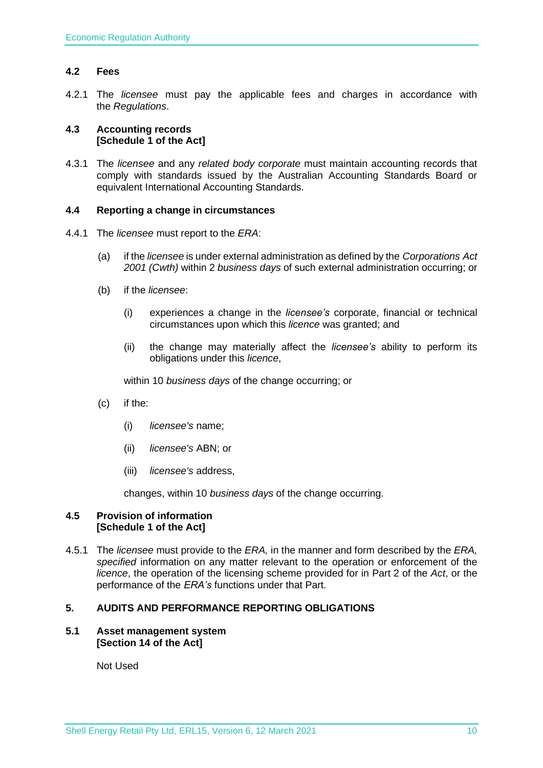### 4.2 Fees

4.2.1 The *licensee* must pay the applicable fees and charges in accordance with the *Regulations*.

### 4.3 Accounting records [Schedule 1 of the Act]

4.3.1 The *licensee* and any *related body corporate* must maintain accounting records that comply with standards issued by the Australian Accounting Standards Board or equivalent International Accounting Standards.

### 4.4 Reporting a change in circumstances

4.4.1 The *licensee* must report to the *ERA*:

(a) if the *licensee* is under external administration as defined by the *Corporations Act 2001 (Cwth)* within 2 *business days* of such external administration occurring; or

(b) if the *licensee*:

(i) experiences a change in the *licensee's* corporate, financial or technical circumstances upon which this *licence* was granted; and

(ii) the change may materially affect the *licensee's* ability to perform its obligations under this *licence*,

within 10 *business days* of the change occurring; or

(c) if the:

(i) *licensee's* name;

(ii) *licensee's* ABN; or

(iii) *licensee's* address,

changes, within 10 *business days* of the change occurring.

### 4.5 Provision of information [Schedule 1 of the Act]

4.5.1 The *licensee* must provide to the *ERA,* in the manner and form described by the *ERA, specified* information on any matter relevant to the operation or enforcement of the *licence*, the operation of the licensing scheme provided for in Part 2 of the *Act*, or the performance of the *ERA's* functions under that Part.

## 5. AUDITS AND PERFORMANCE REPORTING OBLIGATIONS

### 5.1 Asset management system [Section 14 of the Act]

Not Used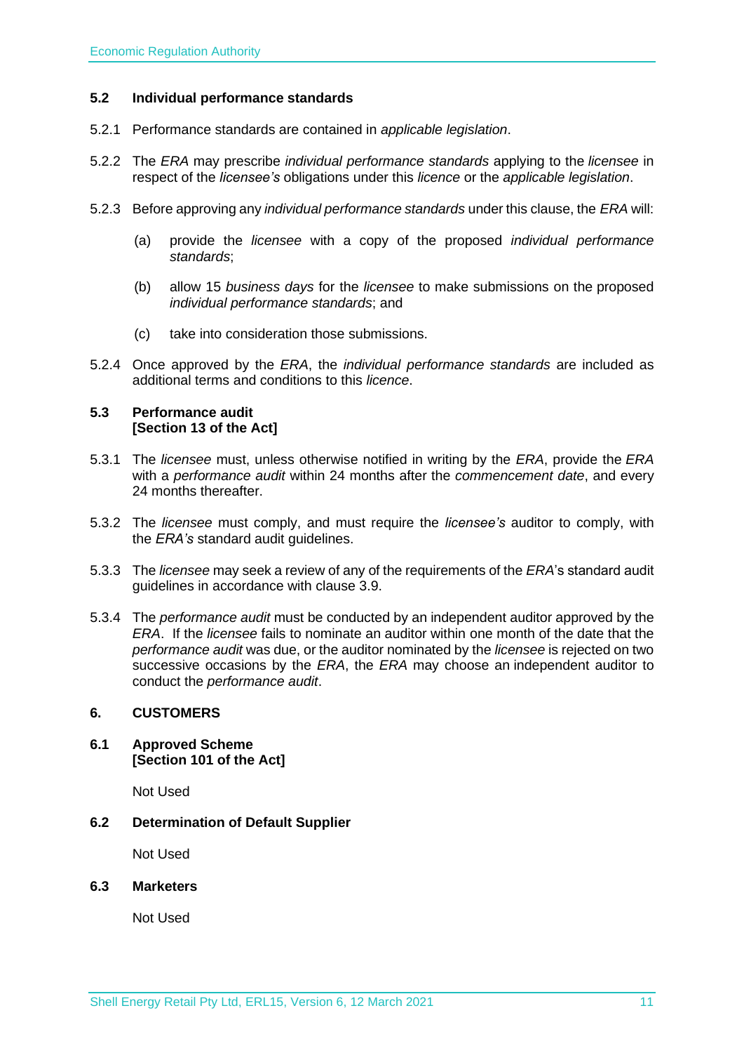### 5.2 Individual performance standards

5.2.1 Performance standards are contained in *applicable legislation*.

5.2.2 The *ERA* may prescribe *individual performance standards* applying to the *licensee* in respect of the *licensee's* obligations under this *licence* or the *applicable legislation*.

5.2.3 Before approving any *individual performance standards* under this clause, the *ERA* will:

(a) provide the *licensee* with a copy of the proposed *individual performance standards*;

(b) allow 15 *business days* for the *licensee* to make submissions on the proposed *individual performance standards*; and

(c) take into consideration those submissions.

5.2.4 Once approved by the *ERA*, the *individual performance standards* are included as additional terms and conditions to this *licence*.

### 5.3 Performance audit [Section 13 of the Act]

5.3.1 The *licensee* must, unless otherwise notified in writing by the *ERA*, provide the *ERA* with a *performance audit* within 24 months after the *commencement date*, and every 24 months thereafter.

5.3.2 The *licensee* must comply, and must require the *licensee's* auditor to comply, with the *ERA's* standard audit guidelines.

5.3.3 The *licensee* may seek a review of any of the requirements of the *ERA*'s standard audit guidelines in accordance with clause 3.9.

5.3.4 The *performance audit* must be conducted by an independent auditor approved by the *ERA*. If the *licensee* fails to nominate an auditor within one month of the date that the *performance audit* was due, or the auditor nominated by the *licensee* is rejected on two successive occasions by the *ERA*, the *ERA* may choose an independent auditor to conduct the *performance audit*.

## 6. CUSTOMERS

### 6.1 Approved Scheme [Section 101 of the Act]

Not Used

### 6.2 Determination of Default Supplier

Not Used

### 6.3 Marketers

Not Used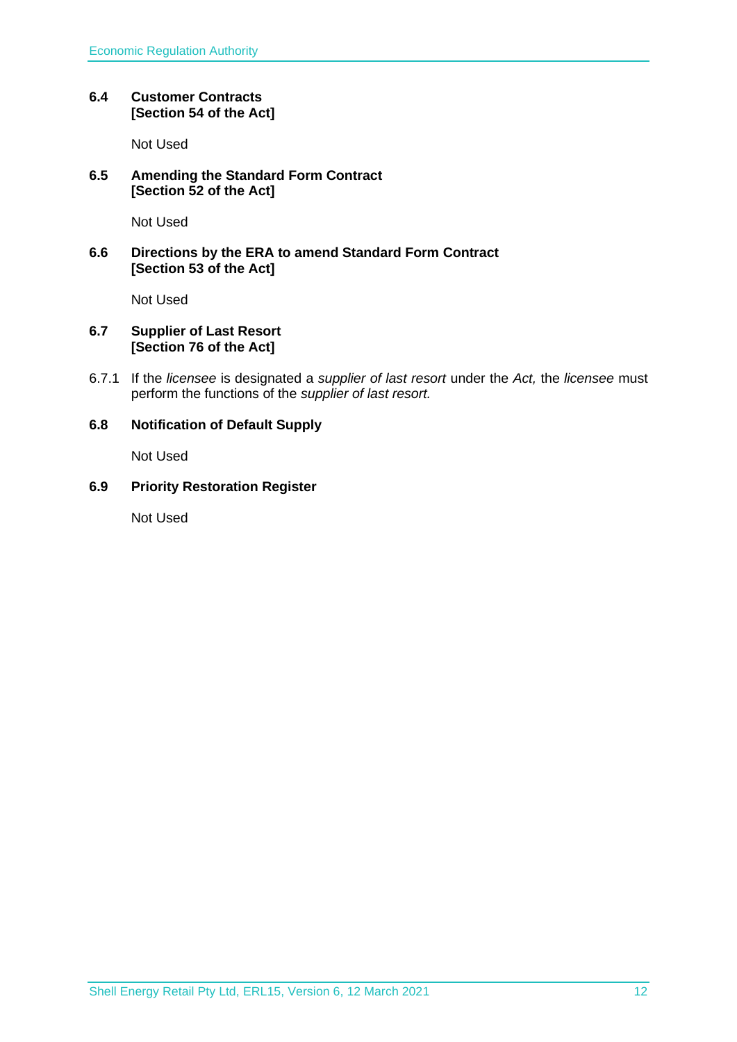### 6.4 Customer Contracts
**[Section 54 of the Act]**

Not Used

### 6.5 Amending the Standard Form Contract
**[Section 52 of the Act]**

Not Used

### 6.6 Directions by the ERA to amend Standard Form Contract
**[Section 53 of the Act]**

Not Used

### 6.7 Supplier of Last Resort
**[Section 76 of the Act]**

6.7.1 If the *licensee* is designated a *supplier of last resort* under the *Act,* the *licensee* must perform the functions of the *supplier of last resort.*

### 6.8 Notification of Default Supply

Not Used

### 6.9 Priority Restoration Register

Not Used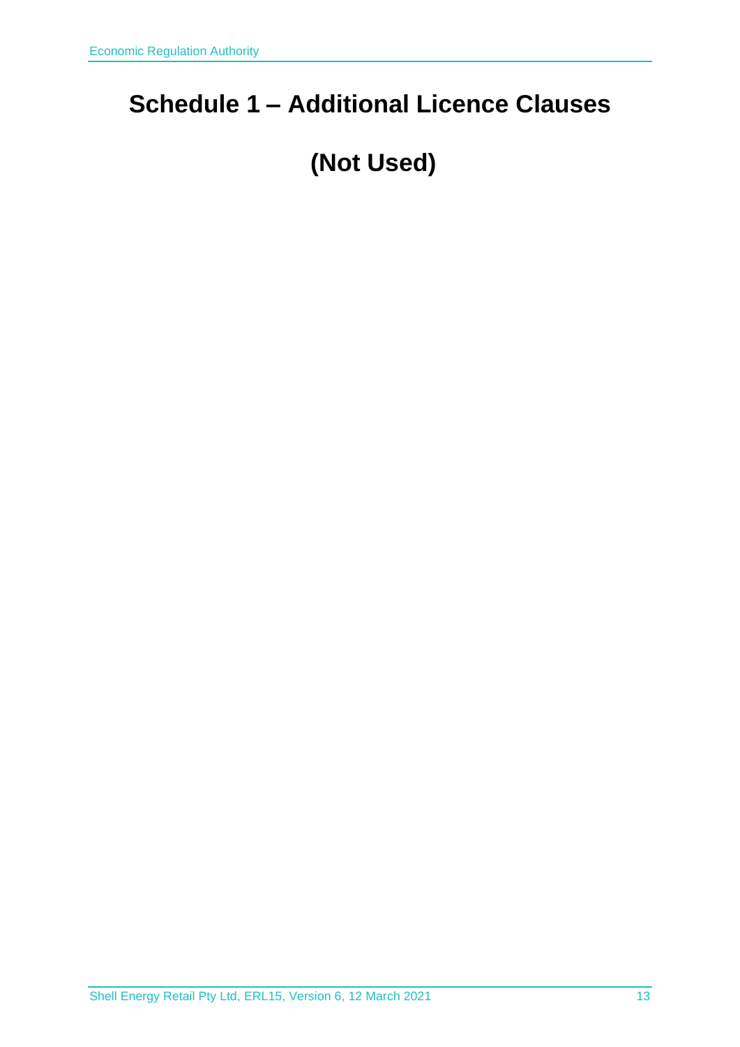# Schedule 1 – Additional Licence Clauses

# (Not Used)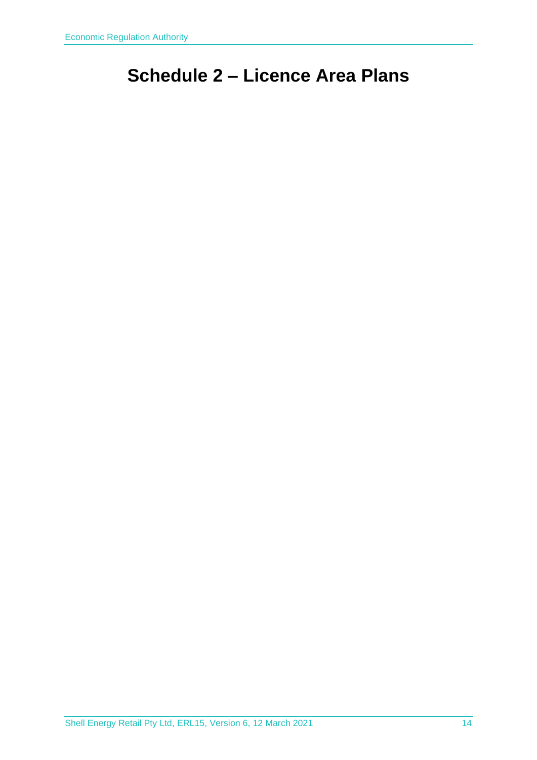# Schedule 2 – Licence Area Plans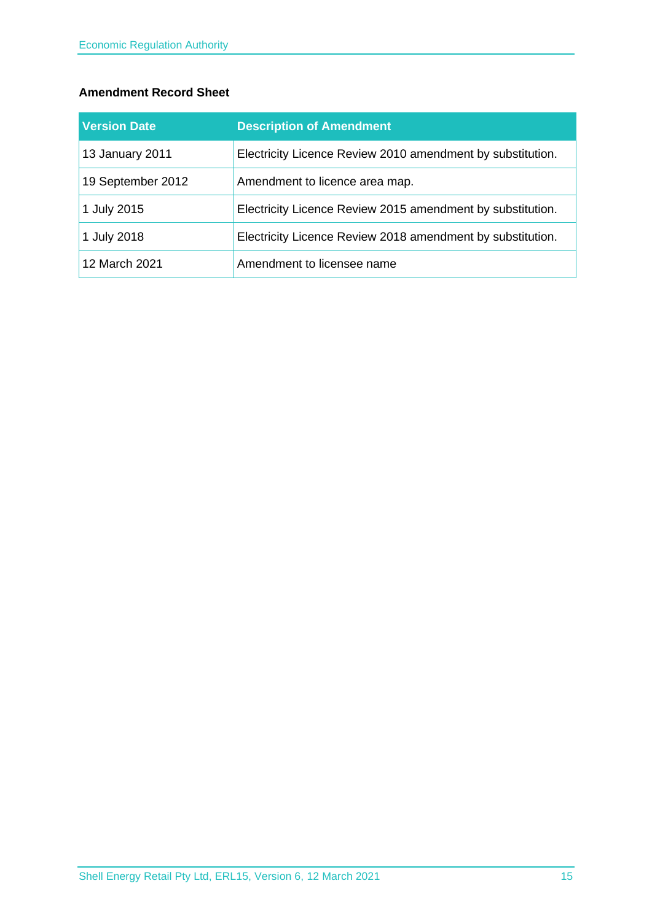**Amendment Record Sheet**

| Version Date | Description of Amendment |
|---|---|
| 13 January 2011 | Electricity Licence Review 2010 amendment by substitution. |
| 19 September 2012 | Amendment to licence area map. |
| 1 July 2015 | Electricity Licence Review 2015 amendment by substitution. |
| 1 July 2018 | Electricity Licence Review 2018 amendment by substitution. |
| 12 March 2021 | Amendment to licensee name |